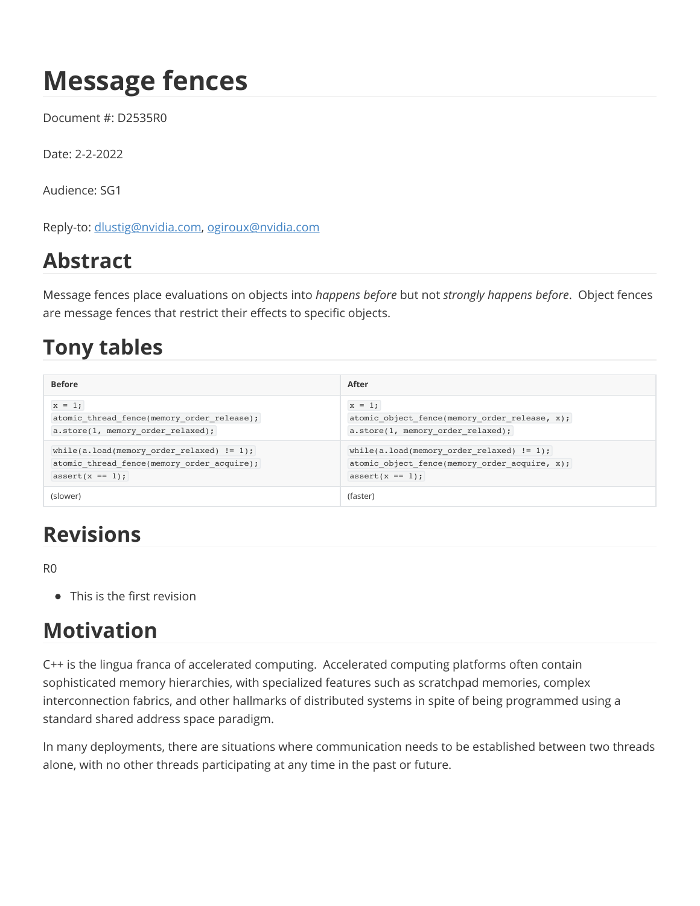# Message fences

Document #: D2535R0

Date: 2-2-2022

Audience: SG1

Reply-to: dlustig@nvidia.com, ogiroux@nvidia.com

## Abstract

Message fences place evaluations on objects into *happens before* but not *strongly happens before*. Object fences are message fences that restrict their effects to specific objects.

## Tony tables

| Before | After |
| --- | --- |
| `x = 1;`<br>`atomic_thread_fence(memory_order_release);`<br>`a.store(1, memory_order_relaxed);` | `x = 1;`<br>`atomic_object_fence(memory_order_release, x);`<br>`a.store(1, memory_order_relaxed);` |
| `while(a.load(memory_order_relaxed) != 1);`<br>`atomic_thread_fence(memory_order_acquire);`<br>`assert(x == 1);` | `while(a.load(memory_order_relaxed) != 1);`<br>`atomic_object_fence(memory_order_acquire, x);`<br>`assert(x == 1);` |
| (slower) | (faster) |

## Revisions

R0

- This is the first revision

## Motivation

C++ is the lingua franca of accelerated computing. Accelerated computing platforms often contain sophisticated memory hierarchies, with specialized features such as scratchpad memories, complex interconnection fabrics, and other hallmarks of distributed systems in spite of being programmed using a standard shared address space paradigm.

In many deployments, there are situations where communication needs to be established between two threads alone, with no other threads participating at any time in the past or future.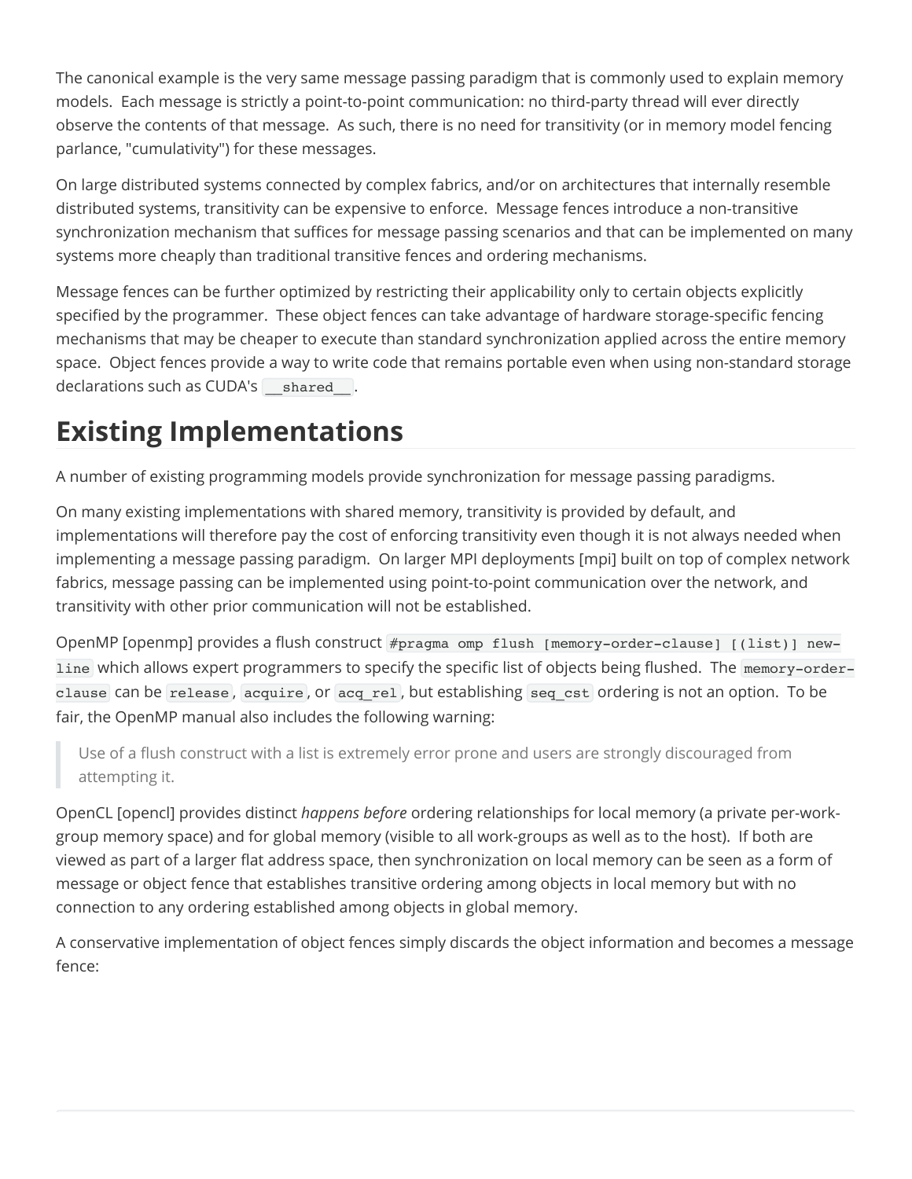The canonical example is the very same message passing paradigm that is commonly used to explain memory models. Each message is strictly a point-to-point communication: no third-party thread will ever directly observe the contents of that message. As such, there is no need for transitivity (or in memory model fencing parlance, "cumulativity") for these messages.

On large distributed systems connected by complex fabrics, and/or on architectures that internally resemble distributed systems, transitivity can be expensive to enforce. Message fences introduce a non-transitive synchronization mechanism that suffices for message passing scenarios and that can be implemented on many systems more cheaply than traditional transitive fences and ordering mechanisms.

Message fences can be further optimized by restricting their applicability only to certain objects explicitly specified by the programmer. These object fences can take advantage of hardware storage-specific fencing mechanisms that may be cheaper to execute than standard synchronization applied across the entire memory space. Object fences provide a way to write code that remains portable even when using non-standard storage declarations such as CUDA's `__shared__`.

# Existing Implementations

A number of existing programming models provide synchronization for message passing paradigms.

On many existing implementations with shared memory, transitivity is provided by default, and implementations will therefore pay the cost of enforcing transitivity even though it is not always needed when implementing a message passing paradigm. On larger MPI deployments [mpi] built on top of complex network fabrics, message passing can be implemented using point-to-point communication over the network, and transitivity with other prior communication will not be established.

OpenMP [openmp] provides a flush construct `#pragma omp flush [memory-order-clause] [(list)] new-line` which allows expert programmers to specify the specific list of objects being flushed. The `memory-order-clause` can be `release`, `acquire`, or `acq_rel`, but establishing `seq_cst` ordering is not an option. To be fair, the OpenMP manual also includes the following warning:

> Use of a flush construct with a list is extremely error prone and users are strongly discouraged from attempting it.

OpenCL [opencl] provides distinct *happens before* ordering relationships for local memory (a private per-work-group memory space) and for global memory (visible to all work-groups as well as to the host). If both are viewed as part of a larger flat address space, then synchronization on local memory can be seen as a form of message or object fence that establishes transitive ordering among objects in local memory but with no connection to any ordering established among objects in global memory.

A conservative implementation of object fences simply discards the object information and becomes a message fence: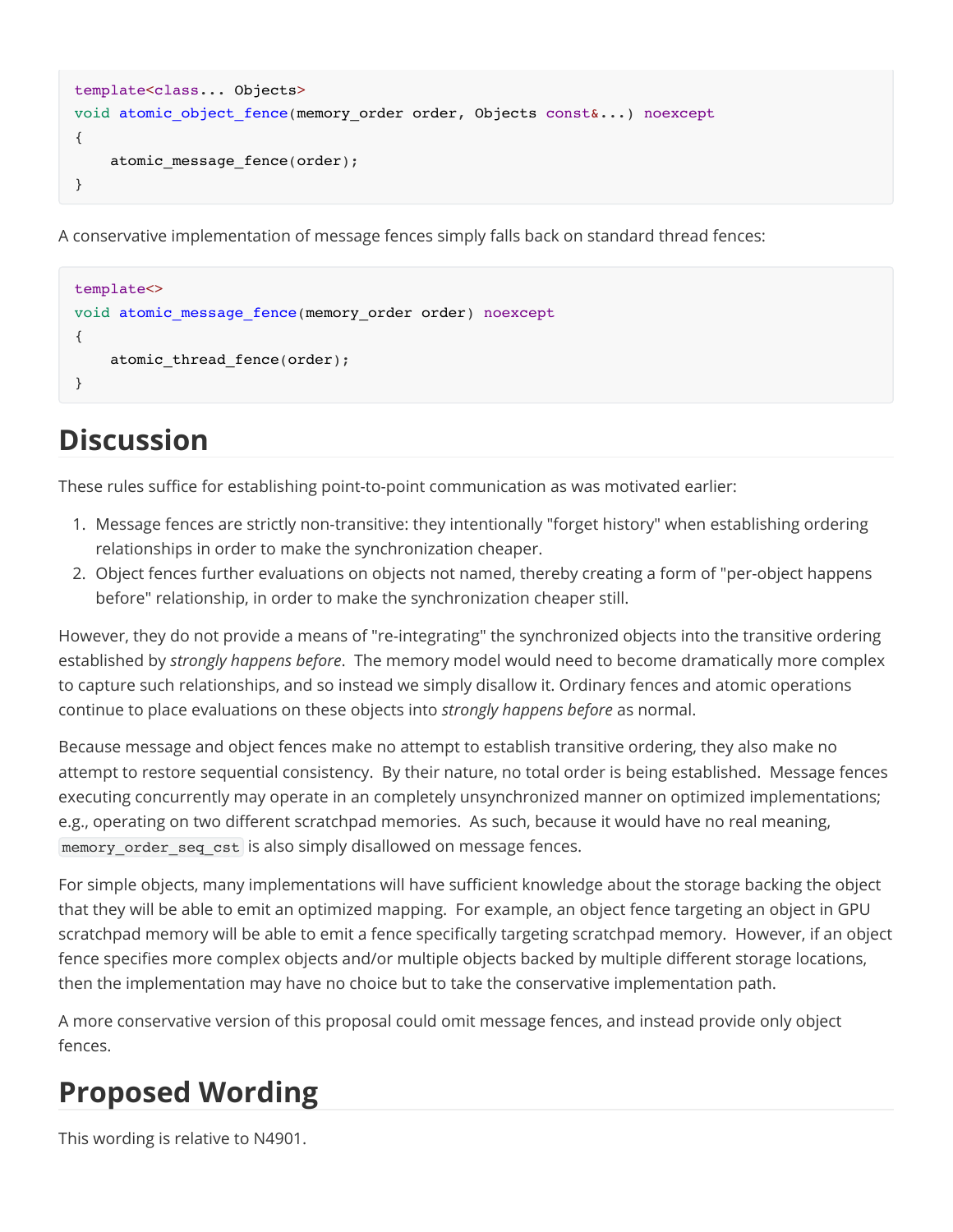```
template<class... Objects>
void atomic_object_fence(memory_order order, Objects const&...) noexcept
{
    atomic_message_fence(order);
}
```

A conservative implementation of message fences simply falls back on standard thread fences:

```
template<>
void atomic_message_fence(memory_order order) noexcept
{
    atomic_thread_fence(order);
}
```

# Discussion

These rules suffice for establishing point-to-point communication as was motivated earlier:

1. Message fences are strictly non-transitive: they intentionally "forget history" when establishing ordering relationships in order to make the synchronization cheaper.
2. Object fences further evaluations on objects not named, thereby creating a form of "per-object happens before" relationship, in order to make the synchronization cheaper still.

However, they do not provide a means of "re-integrating" the synchronized objects into the transitive ordering established by *strongly happens before*. The memory model would need to become dramatically more complex to capture such relationships, and so instead we simply disallow it. Ordinary fences and atomic operations continue to place evaluations on these objects into *strongly happens before* as normal.

Because message and object fences make no attempt to establish transitive ordering, they also make no attempt to restore sequential consistency. By their nature, no total order is being established. Message fences executing concurrently may operate in an completely unsynchronized manner on optimized implementations; e.g., operating on two different scratchpad memories. As such, because it would have no real meaning, `memory_order_seq_cst` is also simply disallowed on message fences.

For simple objects, many implementations will have sufficient knowledge about the storage backing the object that they will be able to emit an optimized mapping. For example, an object fence targeting an object in GPU scratchpad memory will be able to emit a fence specifically targeting scratchpad memory. However, if an object fence specifies more complex objects and/or multiple objects backed by multiple different storage locations, then the implementation may have no choice but to take the conservative implementation path.

A more conservative version of this proposal could omit message fences, and instead provide only object fences.

# Proposed Wording

This wording is relative to N4901.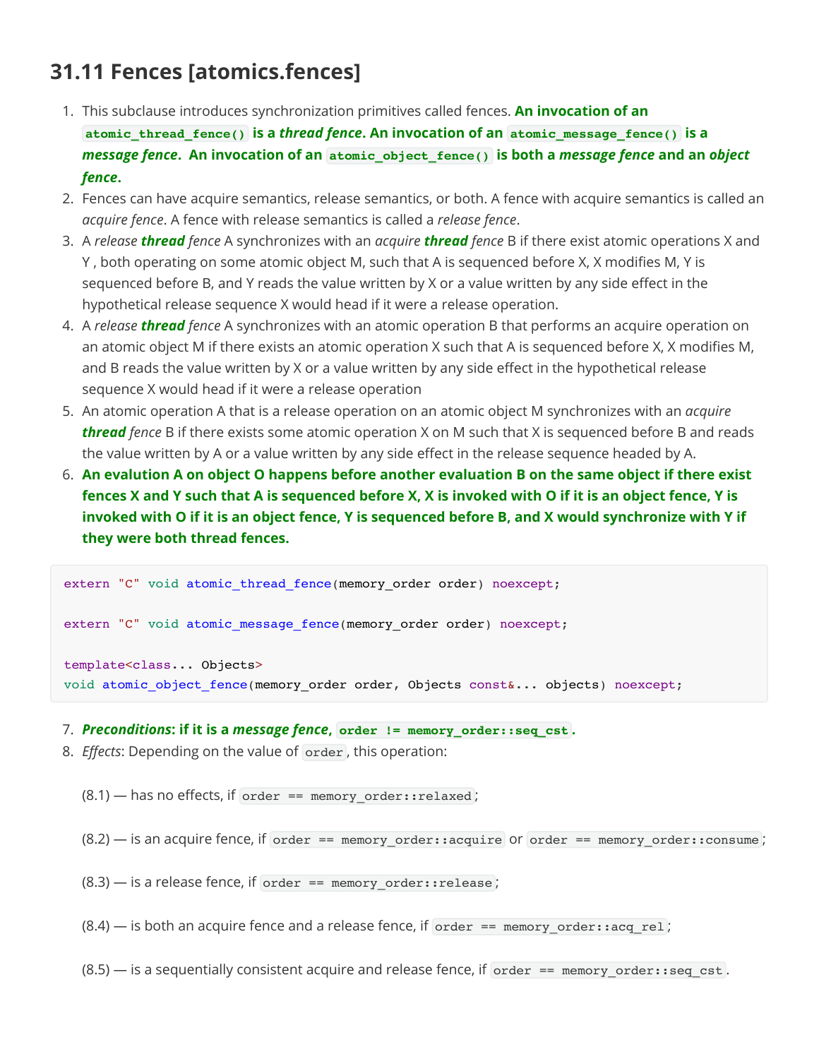## 31.11 Fences [atomics.fences]

1. This subclause introduces synchronization primitives called fences. **An invocation of an `atomic_thread_fence()` is a *thread fence*. An invocation of an `atomic_message_fence()` is a *message fence*. An invocation of an `atomic_object_fence()` is both a *message fence* and an *object fence*.**
2. Fences can have acquire semantics, release semantics, or both. A fence with acquire semantics is called an *acquire fence*. A fence with release semantics is called a *release fence*.
3. A *release **thread** fence* A synchronizes with an *acquire **thread** fence* B if there exist atomic operations X and Y , both operating on some atomic object M, such that A is sequenced before X, X modifies M, Y is sequenced before B, and Y reads the value written by X or a value written by any side effect in the hypothetical release sequence X would head if it were a release operation.
4. A *release **thread** fence* A synchronizes with an atomic operation B that performs an acquire operation on an atomic object M if there exists an atomic operation X such that A is sequenced before X, X modifies M, and B reads the value written by X or a value written by any side effect in the hypothetical release sequence X would head if it were a release operation
5. An atomic operation A that is a release operation on an atomic object M synchronizes with an *acquire **thread** fence* B if there exists some atomic operation X on M such that X is sequenced before B and reads the value written by A or a value written by any side effect in the release sequence headed by A.
6. **An evalution A on object O happens before another evaluation B on the same object if there exist fences X and Y such that A is sequenced before X, X is invoked with O if it is an object fence, Y is invoked with O if it is an object fence, Y is sequenced before B, and X would synchronize with Y if they were both thread fences.**

```
extern "C" void atomic_thread_fence(memory_order order) noexcept;

extern "C" void atomic_message_fence(memory_order order) noexcept;

template<class... Objects>
void atomic_object_fence(memory_order order, Objects const&... objects) noexcept;
```

7. ***Preconditions*: if it is a *message fence*, `order != memory_order::seq_cst`.**
8. *Effects*: Depending on the value of `order`, this operation:

   (8.1) — has no effects, if `order == memory_order::relaxed`;

   (8.2) — is an acquire fence, if `order == memory_order::acquire` or `order == memory_order::consume`;

   (8.3) — is a release fence, if `order == memory_order::release`;

   (8.4) — is both an acquire fence and a release fence, if `order == memory_order::acq_rel`;

   (8.5) — is a sequentially consistent acquire and release fence, if `order == memory_order::seq_cst`.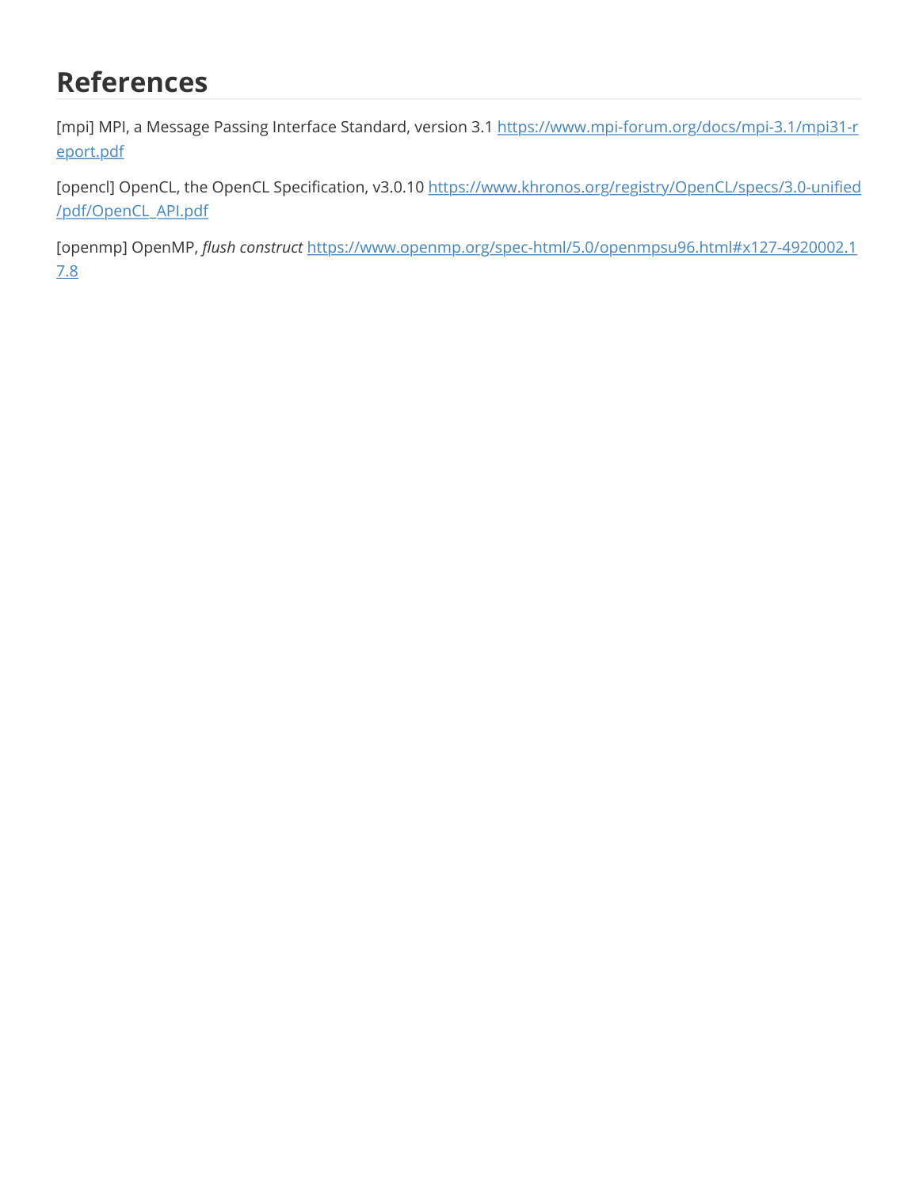## References

[mpi] MPI, a Message Passing Interface Standard, version 3.1 https://www.mpi-forum.org/docs/mpi-3.1/mpi31-report.pdf

[opencl] OpenCL, the OpenCL Specification, v3.0.10 https://www.khronos.org/registry/OpenCL/specs/3.0-unified/pdf/OpenCL_API.pdf

[openmp] OpenMP, *flush construct* https://www.openmp.org/spec-html/5.0/openmpsu96.html#x127-4920002.17.8